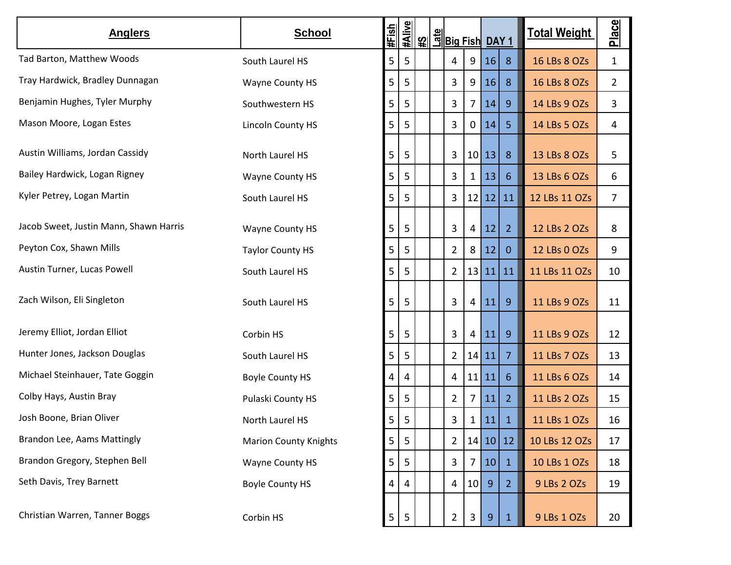| Anglers | School | #Fish | #Alive | #S | Late | Big Fish | | DAY 1 | | Total Weight | Place |
|---|---|---|---|---|---|---|---|---|---|---|---|
| Tad Barton, Matthew Woods | South Laurel HS | 5 | 5 | | | 4 | 9 | 16 | 8 | 16 LBs 8 OZs | 1 |
| Tray Hardwick, Bradley Dunnagan | Wayne County HS | 5 | 5 | | | 3 | 9 | 16 | 8 | 16 LBs 8 OZs | 2 |
| Benjamin Hughes, Tyler Murphy | Southwestern HS | 5 | 5 | | | 3 | 7 | 14 | 9 | 14 LBs 9 OZs | 3 |
| Mason Moore, Logan Estes | Lincoln County HS | 5 | 5 | | | 3 | 0 | 14 | 5 | 14 LBs 5 OZs | 4 |
| Austin Williams, Jordan Cassidy | North Laurel HS | 5 | 5 | | | 3 | 10 | 13 | 8 | 13 LBs 8 OZs | 5 |
| Bailey Hardwick, Logan Rigney | Wayne County HS | 5 | 5 | | | 3 | 1 | 13 | 6 | 13 LBs 6 OZs | 6 |
| Kyler Petrey, Logan Martin | South Laurel HS | 5 | 5 | | | 3 | 12 | 12 | 11 | 12 LBs 11 OZs | 7 |
| Jacob Sweet, Justin Mann, Shawn Harris | Wayne County HS | 5 | 5 | | | 3 | 4 | 12 | 2 | 12 LBs 2 OZs | 8 |
| Peyton Cox, Shawn Mills | Taylor County HS | 5 | 5 | | | 2 | 8 | 12 | 0 | 12 LBs 0 OZs | 9 |
| Austin Turner, Lucas Powell | South Laurel HS | 5 | 5 | | | 2 | 13 | 11 | 11 | 11 LBs 11 OZs | 10 |
| Zach Wilson, Eli Singleton | South Laurel HS | 5 | 5 | | | 3 | 4 | 11 | 9 | 11 LBs 9 OZs | 11 |
| Jeremy Elliot, Jordan Elliot | Corbin HS | 5 | 5 | | | 3 | 4 | 11 | 9 | 11 LBs 9 OZs | 12 |
| Hunter Jones, Jackson Douglas | South Laurel HS | 5 | 5 | | | 2 | 14 | 11 | 7 | 11 LBs 7 OZs | 13 |
| Michael Steinhauer, Tate Goggin | Boyle County HS | 4 | 4 | | | 4 | 11 | 11 | 6 | 11 LBs 6 OZs | 14 |
| Colby Hays, Austin Bray | Pulaski County HS | 5 | 5 | | | 2 | 7 | 11 | 2 | 11 LBs 2 OZs | 15 |
| Josh Boone, Brian Oliver | North Laurel HS | 5 | 5 | | | 3 | 1 | 11 | 1 | 11 LBs 1 OZs | 16 |
| Brandon Lee, Aams Mattingly | Marion County Knights | 5 | 5 | | | 2 | 14 | 10 | 12 | 10 LBs 12 OZs | 17 |
| Brandon Gregory, Stephen Bell | Wayne County HS | 5 | 5 | | | 3 | 7 | 10 | 1 | 10 LBs 1 OZs | 18 |
| Seth Davis, Trey Barnett | Boyle County HS | 4 | 4 | | | 4 | 10 | 9 | 2 | 9 LBs 2 OZs | 19 |
| Christian Warren, Tanner Boggs | Corbin HS | 5 | 5 | | | 2 | 3 | 9 | 1 | 9 LBs 1 OZs | 20 |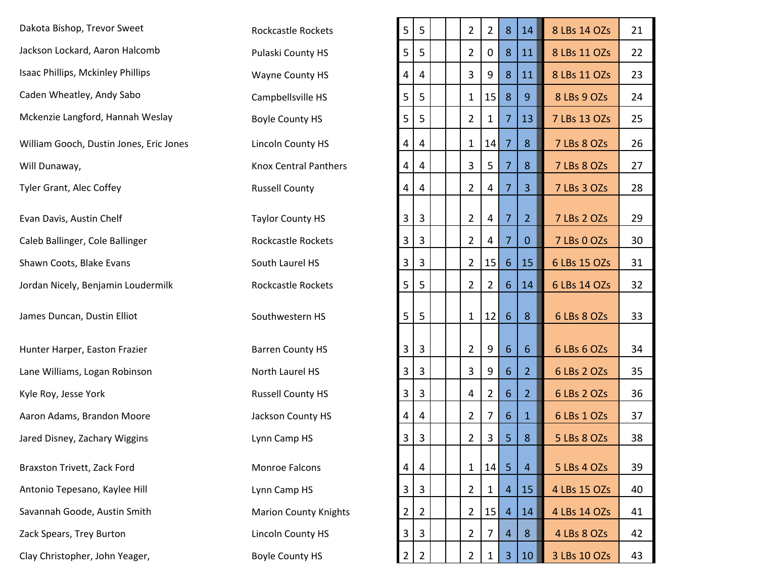| | | | | | | | | | | | |
|---|---|---|---|---|---|---|---|---|---|---|---|
| Dakota Bishop, Trevor Sweet | Rockcastle Rockets | 5 | 5 | | | 2 | 2 | 8 | 14 | 8 LBs 14 OZs | 21 |
| Jackson Lockard, Aaron Halcomb | Pulaski County HS | 5 | 5 | | | 2 | 0 | 8 | 11 | 8 LBs 11 OZs | 22 |
| Isaac Phillips, Mckinley Phillips | Wayne County HS | 4 | 4 | | | 3 | 9 | 8 | 11 | 8 LBs 11 OZs | 23 |
| Caden Wheatley, Andy Sabo | Campbellsville HS | 5 | 5 | | | 1 | 15 | 8 | 9 | 8 LBs 9 OZs | 24 |
| Mckenzie Langford, Hannah Weslay | Boyle County HS | 5 | 5 | | | 2 | 1 | 7 | 13 | 7 LBs 13 OZs | 25 |
| William Gooch, Dustin Jones, Eric Jones | Lincoln County HS | 4 | 4 | | | 1 | 14 | 7 | 8 | 7 LBs 8 OZs | 26 |
| Will Dunaway, | Knox Central Panthers | 4 | 4 | | | 3 | 5 | 7 | 8 | 7 LBs 8 OZs | 27 |
| Tyler Grant, Alec Coffey | Russell County | 4 | 4 | | | 2 | 4 | 7 | 3 | 7 LBs 3 OZs | 28 |
| Evan Davis, Austin Chelf | Taylor County HS | 3 | 3 | | | 2 | 4 | 7 | 2 | 7 LBs 2 OZs | 29 |
| Caleb Ballinger, Cole Ballinger | Rockcastle Rockets | 3 | 3 | | | 2 | 4 | 7 | 0 | 7 LBs 0 OZs | 30 |
| Shawn Coots, Blake Evans | South Laurel HS | 3 | 3 | | | 2 | 15 | 6 | 15 | 6 LBs 15 OZs | 31 |
| Jordan Nicely, Benjamin Loudermilk | Rockcastle Rockets | 5 | 5 | | | 2 | 2 | 6 | 14 | 6 LBs 14 OZs | 32 |
| James Duncan, Dustin Elliot | Southwestern HS | 5 | 5 | | | 1 | 12 | 6 | 8 | 6 LBs 8 OZs | 33 |
| Hunter Harper, Easton Frazier | Barren County HS | 3 | 3 | | | 2 | 9 | 6 | 6 | 6 LBs 6 OZs | 34 |
| Lane Williams, Logan Robinson | North Laurel HS | 3 | 3 | | | 3 | 9 | 6 | 2 | 6 LBs 2 OZs | 35 |
| Kyle Roy, Jesse York | Russell County HS | 3 | 3 | | | 4 | 2 | 6 | 2 | 6 LBs 2 OZs | 36 |
| Aaron Adams, Brandon Moore | Jackson County HS | 4 | 4 | | | 2 | 7 | 6 | 1 | 6 LBs 1 OZs | 37 |
| Jared Disney, Zachary Wiggins | Lynn Camp HS | 3 | 3 | | | 2 | 3 | 5 | 8 | 5 LBs 8 OZs | 38 |
| Braxston Trivett, Zack Ford | Monroe Falcons | 4 | 4 | | | 1 | 14 | 5 | 4 | 5 LBs 4 OZs | 39 |
| Antonio Tepesano, Kaylee Hill | Lynn Camp HS | 3 | 3 | | | 2 | 1 | 4 | 15 | 4 LBs 15 OZs | 40 |
| Savannah Goode, Austin Smith | Marion County Knights | 2 | 2 | | | 2 | 15 | 4 | 14 | 4 LBs 14 OZs | 41 |
| Zack Spears, Trey Burton | Lincoln County HS | 3 | 3 | | | 2 | 7 | 4 | 8 | 4 LBs 8 OZs | 42 |
| Clay Christopher, John Yeager, | Boyle County HS | 2 | 2 | | | 2 | 1 | 3 | 10 | 3 LBs 10 OZs | 43 |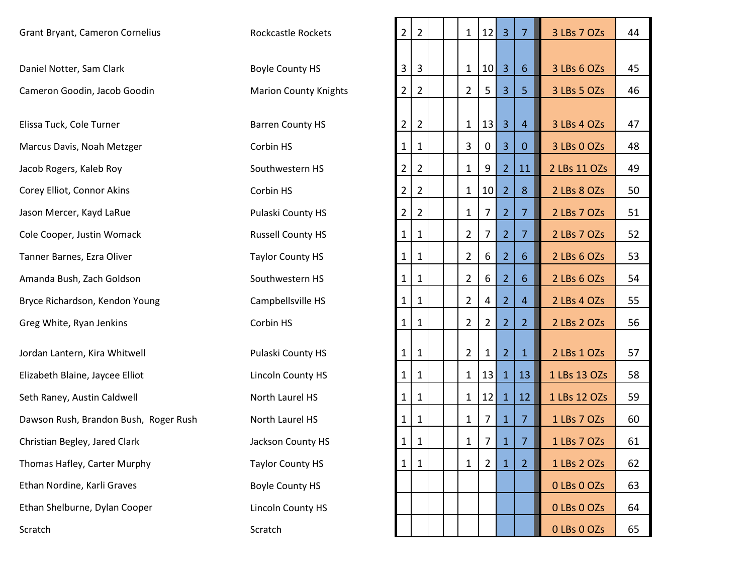| | | | | | | | | | | | |
|---|---|---|---|---|---|---|---|---|---|---|---|
| Grant Bryant, Cameron Cornelius | Rockcastle Rockets | 2 | 2 | | | 1 | 12 | 3 | 7 | 3 LBs 7 OZs | 44 |
| Daniel Notter, Sam Clark | Boyle County HS | 3 | 3 | | | 1 | 10 | 3 | 6 | 3 LBs 6 OZs | 45 |
| Cameron Goodin, Jacob Goodin | Marion County Knights | 2 | 2 | | | 2 | 5 | 3 | 5 | 3 LBs 5 OZs | 46 |
| Elissa Tuck, Cole Turner | Barren County HS | 2 | 2 | | | 1 | 13 | 3 | 4 | 3 LBs 4 OZs | 47 |
| Marcus Davis, Noah Metzger | Corbin HS | 1 | 1 | | | 3 | 0 | 3 | 0 | 3 LBs 0 OZs | 48 |
| Jacob Rogers, Kaleb Roy | Southwestern HS | 2 | 2 | | | 1 | 9 | 2 | 11 | 2 LBs 11 OZs | 49 |
| Corey Elliot, Connor Akins | Corbin HS | 2 | 2 | | | 1 | 10 | 2 | 8 | 2 LBs 8 OZs | 50 |
| Jason Mercer, Kayd LaRue | Pulaski County HS | 2 | 2 | | | 1 | 7 | 2 | 7 | 2 LBs 7 OZs | 51 |
| Cole Cooper, Justin Womack | Russell County HS | 1 | 1 | | | 2 | 7 | 2 | 7 | 2 LBs 7 OZs | 52 |
| Tanner Barnes, Ezra Oliver | Taylor County HS | 1 | 1 | | | 2 | 6 | 2 | 6 | 2 LBs 6 OZs | 53 |
| Amanda Bush, Zach Goldson | Southwestern HS | 1 | 1 | | | 2 | 6 | 2 | 6 | 2 LBs 6 OZs | 54 |
| Bryce Richardson, Kendon Young | Campbellsville HS | 1 | 1 | | | 2 | 4 | 2 | 4 | 2 LBs 4 OZs | 55 |
| Greg White, Ryan Jenkins | Corbin HS | 1 | 1 | | | 2 | 2 | 2 | 2 | 2 LBs 2 OZs | 56 |
| Jordan Lantern, Kira Whitwell | Pulaski County HS | 1 | 1 | | | 2 | 1 | 2 | 1 | 2 LBs 1 OZs | 57 |
| Elizabeth Blaine, Jaycee Elliot | Lincoln County HS | 1 | 1 | | | 1 | 13 | 1 | 13 | 1 LBs 13 OZs | 58 |
| Seth Raney, Austin Caldwell | North Laurel HS | 1 | 1 | | | 1 | 12 | 1 | 12 | 1 LBs 12 OZs | 59 |
| Dawson Rush, Brandon Bush, Roger Rush | North Laurel HS | 1 | 1 | | | 1 | 7 | 1 | 7 | 1 LBs 7 OZs | 60 |
| Christian Begley, Jared Clark | Jackson County HS | 1 | 1 | | | 1 | 7 | 1 | 7 | 1 LBs 7 OZs | 61 |
| Thomas Hafley, Carter Murphy | Taylor County HS | 1 | 1 | | | 1 | 2 | 1 | 2 | 1 LBs 2 OZs | 62 |
| Ethan Nordine, Karli Graves | Boyle County HS | | | | | | | | | 0 LBs 0 OZs | 63 |
| Ethan Shelburne, Dylan Cooper | Lincoln County HS | | | | | | | | | 0 LBs 0 OZs | 64 |
| Scratch | Scratch | | | | | | | | | 0 LBs 0 OZs | 65 |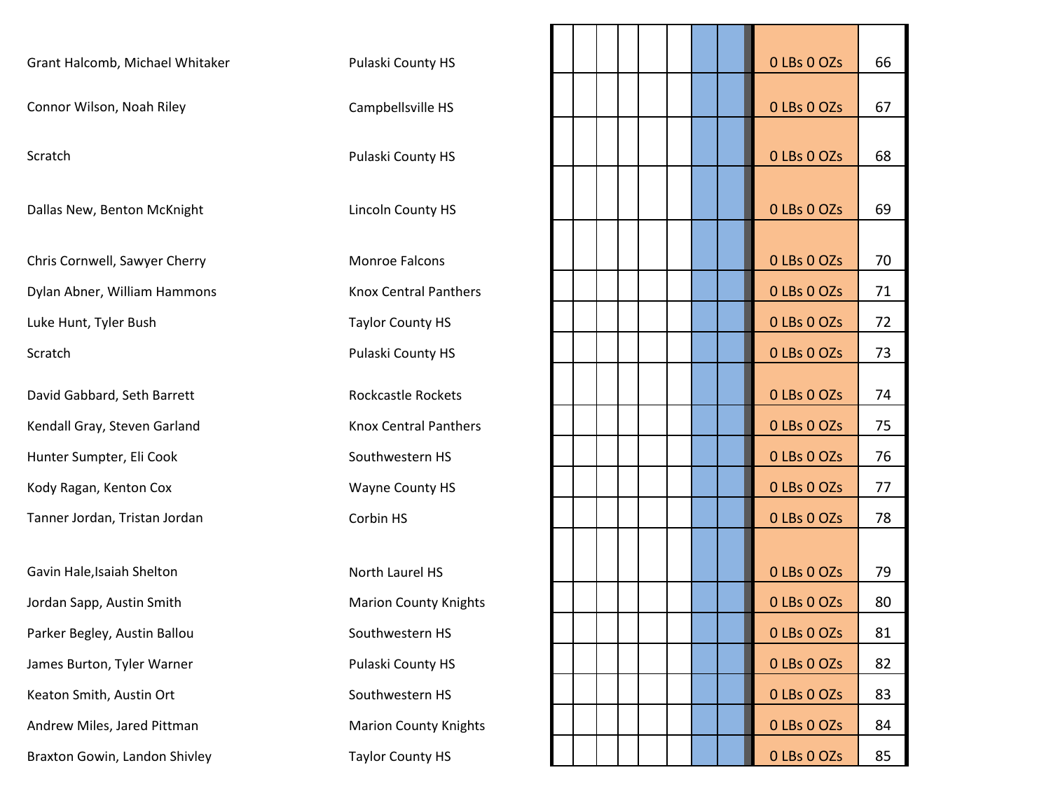| | | | | | | | | | | | |
|---|---|---|---|---|---|---|---|---|---|---|---|
| Grant Halcomb, Michael Whitaker | Pulaski County HS | | | | | | | | | 0 LBs 0 OZs | 66 |
| Connor Wilson, Noah Riley | Campbellsville HS | | | | | | | | | 0 LBs 0 OZs | 67 |
| Scratch | Pulaski County HS | | | | | | | | | 0 LBs 0 OZs | 68 |
| Dallas New, Benton McKnight | Lincoln County HS | | | | | | | | | 0 LBs 0 OZs | 69 |
| Chris Cornwell, Sawyer Cherry | Monroe Falcons | | | | | | | | | 0 LBs 0 OZs | 70 |
| Dylan Abner, William Hammons | Knox Central Panthers | | | | | | | | | 0 LBs 0 OZs | 71 |
| Luke Hunt, Tyler Bush | Taylor County HS | | | | | | | | | 0 LBs 0 OZs | 72 |
| Scratch | Pulaski County HS | | | | | | | | | 0 LBs 0 OZs | 73 |
| David Gabbard, Seth Barrett | Rockcastle Rockets | | | | | | | | | 0 LBs 0 OZs | 74 |
| Kendall Gray, Steven Garland | Knox Central Panthers | | | | | | | | | 0 LBs 0 OZs | 75 |
| Hunter Sumpter, Eli Cook | Southwestern HS | | | | | | | | | 0 LBs 0 OZs | 76 |
| Kody Ragan, Kenton Cox | Wayne County HS | | | | | | | | | 0 LBs 0 OZs | 77 |
| Tanner Jordan, Tristan Jordan | Corbin HS | | | | | | | | | 0 LBs 0 OZs | 78 |
| Gavin Hale,Isaiah Shelton | North Laurel HS | | | | | | | | | 0 LBs 0 OZs | 79 |
| Jordan Sapp, Austin Smith | Marion County Knights | | | | | | | | | 0 LBs 0 OZs | 80 |
| Parker Begley, Austin Ballou | Southwestern HS | | | | | | | | | 0 LBs 0 OZs | 81 |
| James Burton, Tyler Warner | Pulaski County HS | | | | | | | | | 0 LBs 0 OZs | 82 |
| Keaton Smith, Austin Ort | Southwestern HS | | | | | | | | | 0 LBs 0 OZs | 83 |
| Andrew Miles, Jared Pittman | Marion County Knights | | | | | | | | | 0 LBs 0 OZs | 84 |
| Braxton Gowin, Landon Shivley | Taylor County HS | | | | | | | | | 0 LBs 0 OZs | 85 |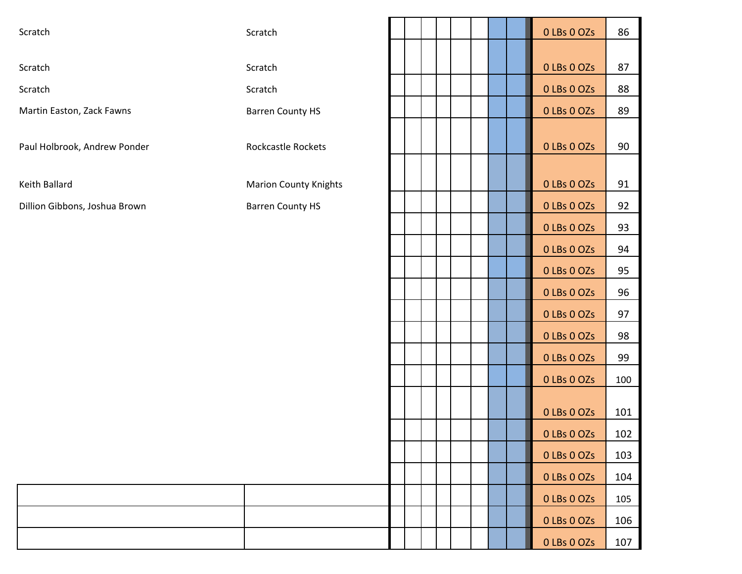| | | | | | | | | | | | |
|---|---|---|---|---|---|---|---|---|---|---|---|
| Scratch | Scratch | | | | | | | | | 0 LBs 0 OZs | 86 |
| Scratch | Scratch | | | | | | | | | 0 LBs 0 OZs | 87 |
| Scratch | Scratch | | | | | | | | | 0 LBs 0 OZs | 88 |
| Martin Easton, Zack Fawns | Barren County HS | | | | | | | | | 0 LBs 0 OZs | 89 |
| Paul Holbrook, Andrew Ponder | Rockcastle Rockets | | | | | | | | | 0 LBs 0 OZs | 90 |
| Keith Ballard | Marion County Knights | | | | | | | | | 0 LBs 0 OZs | 91 |
| Dillion Gibbons, Joshua Brown | Barren County HS | | | | | | | | | 0 LBs 0 OZs | 92 |
| | | | | | | | | | | 0 LBs 0 OZs | 93 |
| | | | | | | | | | | 0 LBs 0 OZs | 94 |
| | | | | | | | | | | 0 LBs 0 OZs | 95 |
| | | | | | | | | | | 0 LBs 0 OZs | 96 |
| | | | | | | | | | | 0 LBs 0 OZs | 97 |
| | | | | | | | | | | 0 LBs 0 OZs | 98 |
| | | | | | | | | | | 0 LBs 0 OZs | 99 |
| | | | | | | | | | | 0 LBs 0 OZs | 100 |
| | | | | | | | | | | 0 LBs 0 OZs | 101 |
| | | | | | | | | | | 0 LBs 0 OZs | 102 |
| | | | | | | | | | | 0 LBs 0 OZs | 103 |
| | | | | | | | | | | 0 LBs 0 OZs | 104 |
| | | | | | | | | | | 0 LBs 0 OZs | 105 |
| | | | | | | | | | | 0 LBs 0 OZs | 106 |
| | | | | | | | | | | 0 LBs 0 OZs | 107 |